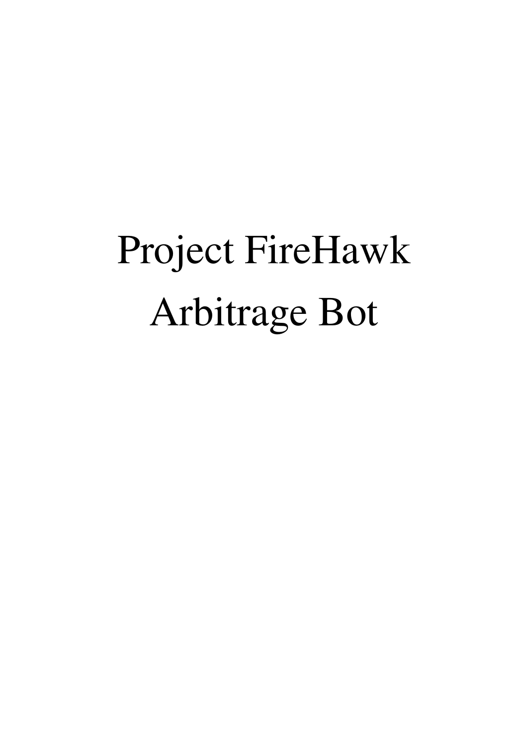# Project FireHawk Arbitrage Bot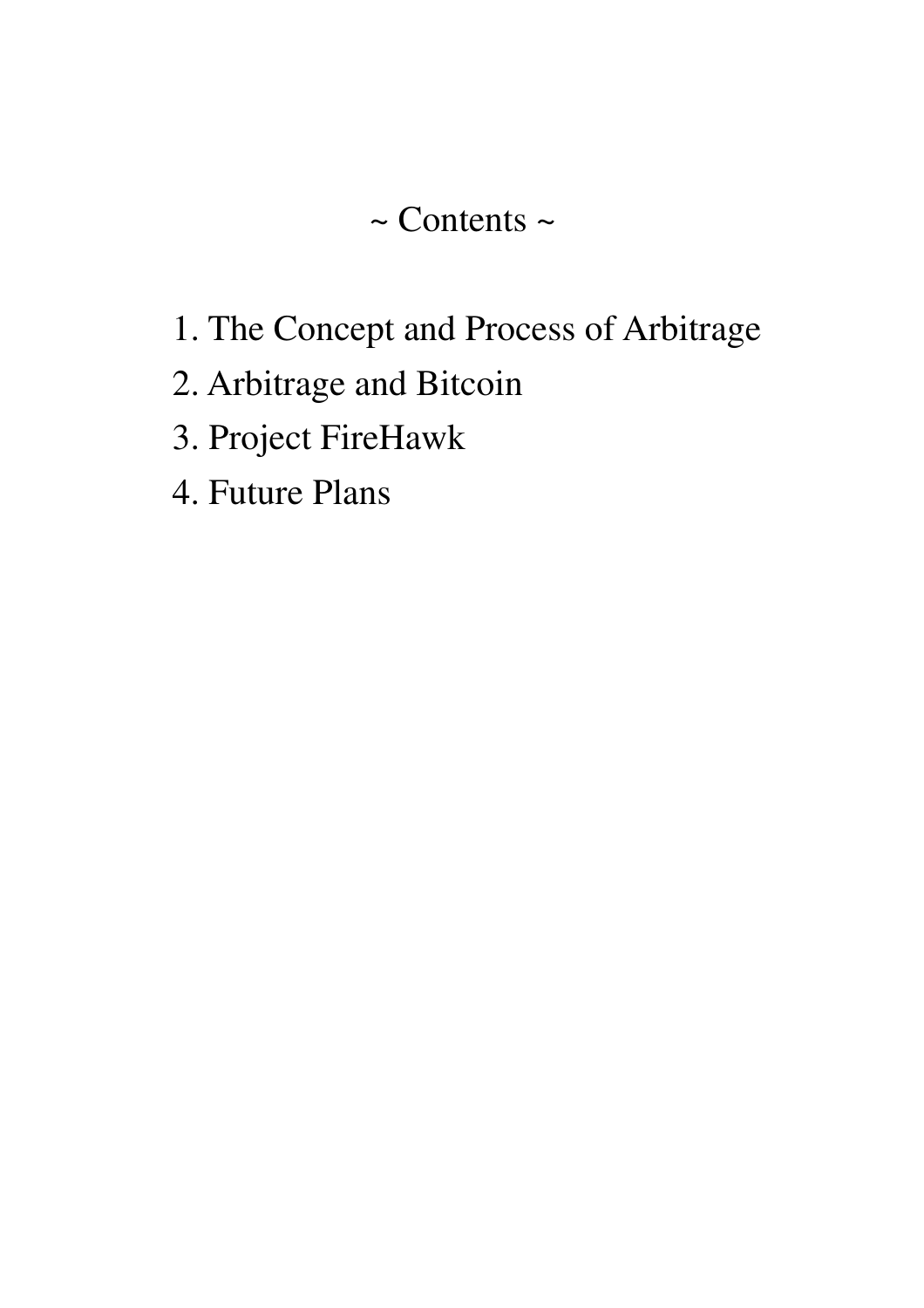# ~ Contents ~

1. The Concept and Process of Arbitrage
2. Arbitrage and Bitcoin
3. Project FireHawk
4. Future Plans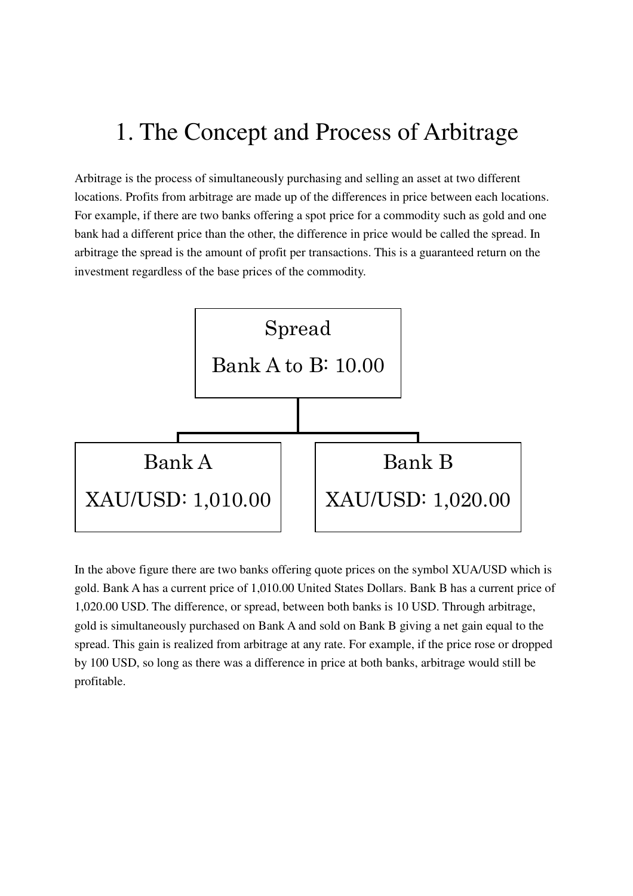# 1. The Concept and Process of Arbitrage

Arbitrage is the process of simultaneously purchasing and selling an asset at two different locations. Profits from arbitrage are made up of the differences in price between each locations. For example, if there are two banks offering a spot price for a commodity such as gold and one bank had a different price than the other, the difference in price would be called the spread. In arbitrage the spread is the amount of profit per transactions. This is a guaranteed return on the investment regardless of the base prices of the commodity.

Spread
Bank A to B: 10.00

| Bank A | Bank B |
|---|---|
| XAU/USD: 1,010.00 | XAU/USD: 1,020.00 |

In the above figure there are two banks offering quote prices on the symbol XUA/USD which is gold. Bank A has a current price of 1,010.00 United States Dollars. Bank B has a current price of 1,020.00 USD. The difference, or spread, between both banks is 10 USD. Through arbitrage, gold is simultaneously purchased on Bank A and sold on Bank B giving a net gain equal to the spread. This gain is realized from arbitrage at any rate. For example, if the price rose or dropped by 100 USD, so long as there was a difference in price at both banks, arbitrage would still be profitable.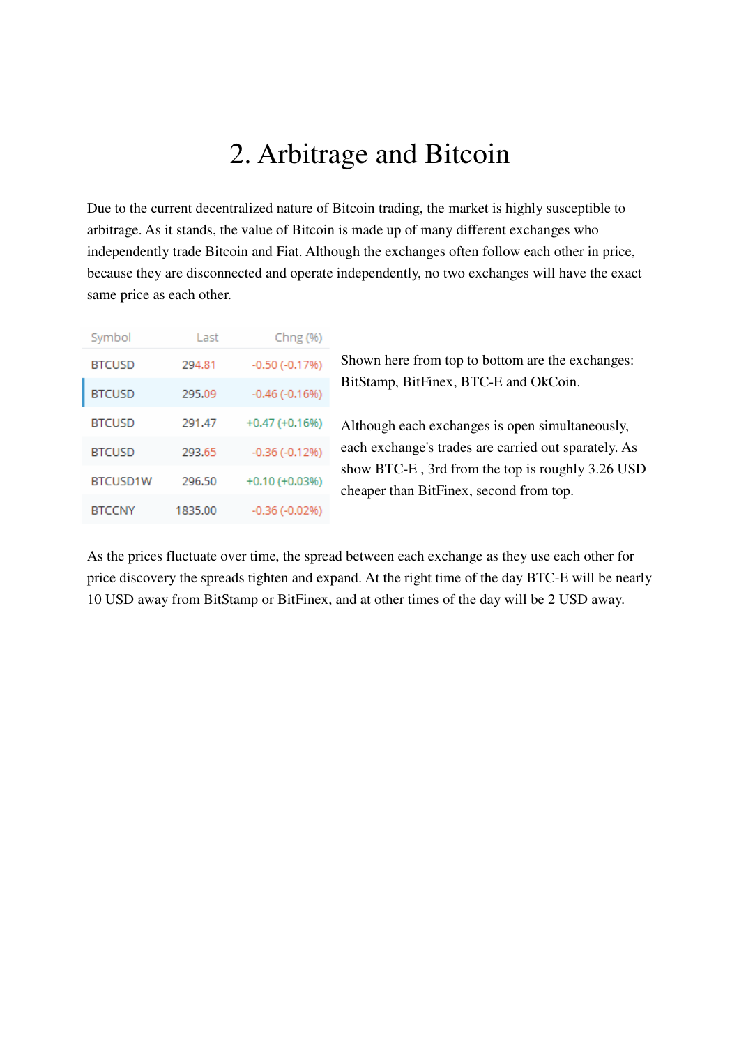# 2. Arbitrage and Bitcoin

Due to the current decentralized nature of Bitcoin trading, the market is highly susceptible to arbitrage. As it stands, the value of Bitcoin is made up of many different exchanges who independently trade Bitcoin and Fiat. Although the exchanges often follow each other in price, because they are disconnected and operate independently, no two exchanges will have the exact same price as each other.

| Symbol | Last | Chng (%) |
|---|---|---|
| BTCUSD | 294.81 | -0.50 (-0.17%) |
| BTCUSD | 295.09 | -0.46 (-0.16%) |
| BTCUSD | 291.47 | +0.47 (+0.16%) |
| BTCUSD | 293.65 | -0.36 (-0.12%) |
| BTCUSD1W | 296.50 | +0.10 (+0.03%) |
| BTCCNY | 1835.00 | -0.36 (-0.02%) |

Shown here from top to bottom are the exchanges: BitStamp, BitFinex, BTC-E and OkCoin.

Although each exchanges is open simultaneously, each exchange's trades are carried out sparately. As show BTC-E , 3rd from the top is roughly 3.26 USD cheaper than BitFinex, second from top.

As the prices fluctuate over time, the spread between each exchange as they use each other for price discovery the spreads tighten and expand. At the right time of the day BTC-E will be nearly 10 USD away from BitStamp or BitFinex, and at other times of the day will be 2 USD away.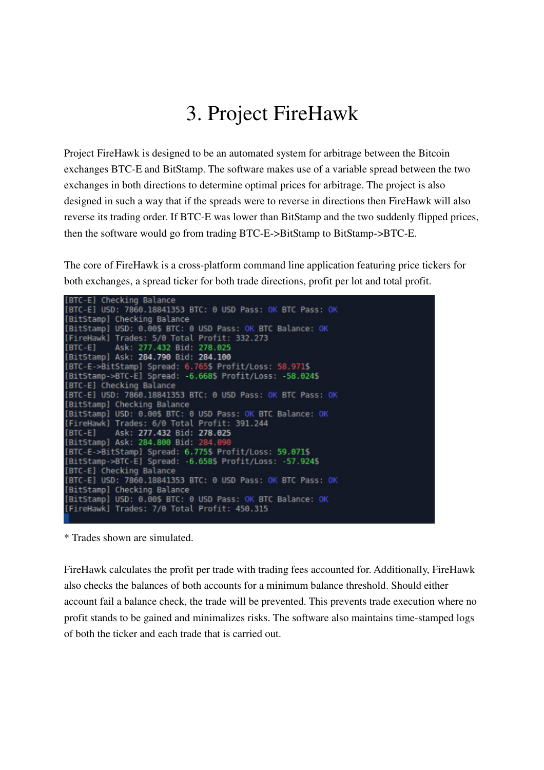# 3. Project FireHawk

Project FireHawk is designed to be an automated system for arbitrage between the Bitcoin exchanges BTC-E and BitStamp. The software makes use of a variable spread between the two exchanges in both directions to determine optimal prices for arbitrage. The project is also designed in such a way that if the spreads were to reverse in directions then FireHawk will also reverse its trading order. If BTC-E was lower than BitStamp and the two suddenly flipped prices, then the software would go from trading BTC-E->BitStamp to BitStamp->BTC-E.

The core of FireHawk is a cross-platform command line application featuring price tickers for both exchanges, a spread ticker for both trade directions, profit per lot and total profit.

```
[BTC-E] Checking Balance
[BTC-E] USD: 7860.18841353 BTC: 0 USD Pass: OK BTC Pass: OK
[BitStamp] Checking Balance
[BitStamp] USD: 0.00$ BTC: 0 USD Pass: OK BTC Balance: OK
[FireHawk] Trades: 5/0 Total Profit: 332.273
[BTC-E]    Ask: 277.432 Bid: 278.025
[BitStamp] Ask: 284.790 Bid: 284.100
[BTC-E->BitStamp] Spread: 6.765$ Profit/Loss: 58.971$
[BitStamp->BTC-E] Spread: -6.668$ Profit/Loss: -58.024$
[BTC-E] Checking Balance
[BTC-E] USD: 7860.18841353 BTC: 0 USD Pass: OK BTC Pass: OK
[BitStamp] Checking Balance
[BitStamp] USD: 0.00$ BTC: 0 USD Pass: OK BTC Balance: OK
[FireHawk] Trades: 6/0 Total Profit: 391.244
[BTC-E]    Ask: 277.432 Bid: 278.025
[BitStamp] Ask: 284.800 Bid: 284.090
[BTC-E->BitStamp] Spread: 6.775$ Profit/Loss: 59.071$
[BitStamp->BTC-E] Spread: -6.658$ Profit/Loss: -57.924$
[BTC-E] Checking Balance
[BTC-E] USD: 7860.18841353 BTC: 0 USD Pass: OK BTC Pass: OK
[BitStamp] Checking Balance
[BitStamp] USD: 0.00$ BTC: 0 USD Pass: OK BTC Balance: OK
[FireHawk] Trades: 7/0 Total Profit: 450.315
```

* Trades shown are simulated.

FireHawk calculates the profit per trade with trading fees accounted for. Additionally, FireHawk also checks the balances of both accounts for a minimum balance threshold. Should either account fail a balance check, the trade will be prevented. This prevents trade execution where no profit stands to be gained and minimalizes risks. The software also maintains time-stamped logs of both the ticker and each trade that is carried out.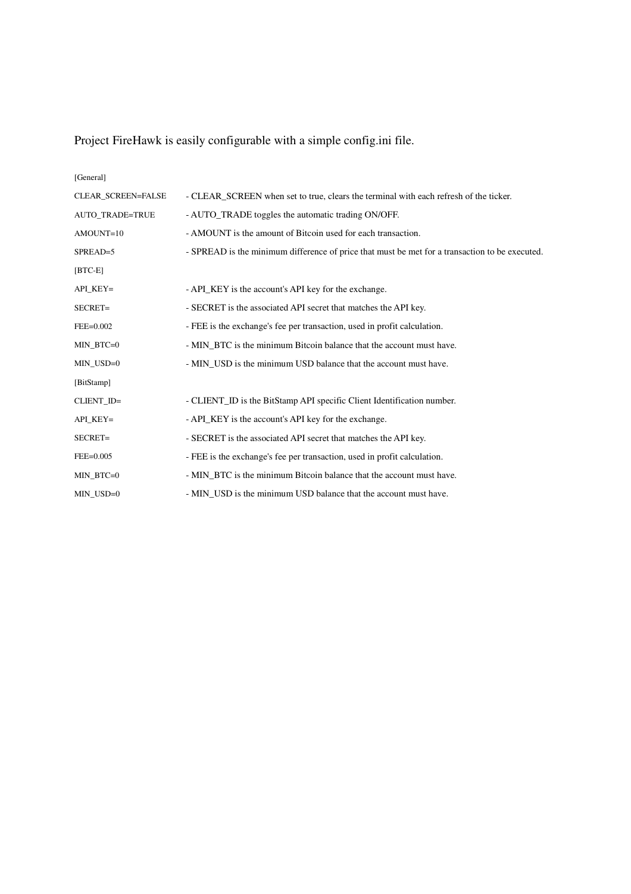Project FireHawk is easily configurable with a simple config.ini file.

| | |
|---|---|
| [General] | |
| CLEAR_SCREEN=FALSE | - CLEAR_SCREEN when set to true, clears the terminal with each refresh of the ticker. |
| AUTO_TRADE=TRUE | - AUTO_TRADE toggles the automatic trading ON/OFF. |
| AMOUNT=10 | - AMOUNT is the amount of Bitcoin used for each transaction. |
| SPREAD=5 | - SPREAD is the minimum difference of price that must be met for a transaction to be executed. |
| [BTC-E] | |
| API_KEY= | - API_KEY is the account's API key for the exchange. |
| SECRET= | - SECRET is the associated API secret that matches the API key. |
| FEE=0.002 | - FEE is the exchange's fee per transaction, used in profit calculation. |
| MIN_BTC=0 | - MIN_BTC is the minimum Bitcoin balance that the account must have. |
| MIN_USD=0 | - MIN_USD is the minimum USD balance that the account must have. |
| [BitStamp] | |
| CLIENT_ID= | - CLIENT_ID is the BitStamp API specific Client Identification number. |
| API_KEY= | - API_KEY is the account's API key for the exchange. |
| SECRET= | - SECRET is the associated API secret that matches the API key. |
| FEE=0.005 | - FEE is the exchange's fee per transaction, used in profit calculation. |
| MIN_BTC=0 | - MIN_BTC is the minimum Bitcoin balance that the account must have. |
| MIN_USD=0 | - MIN_USD is the minimum USD balance that the account must have. |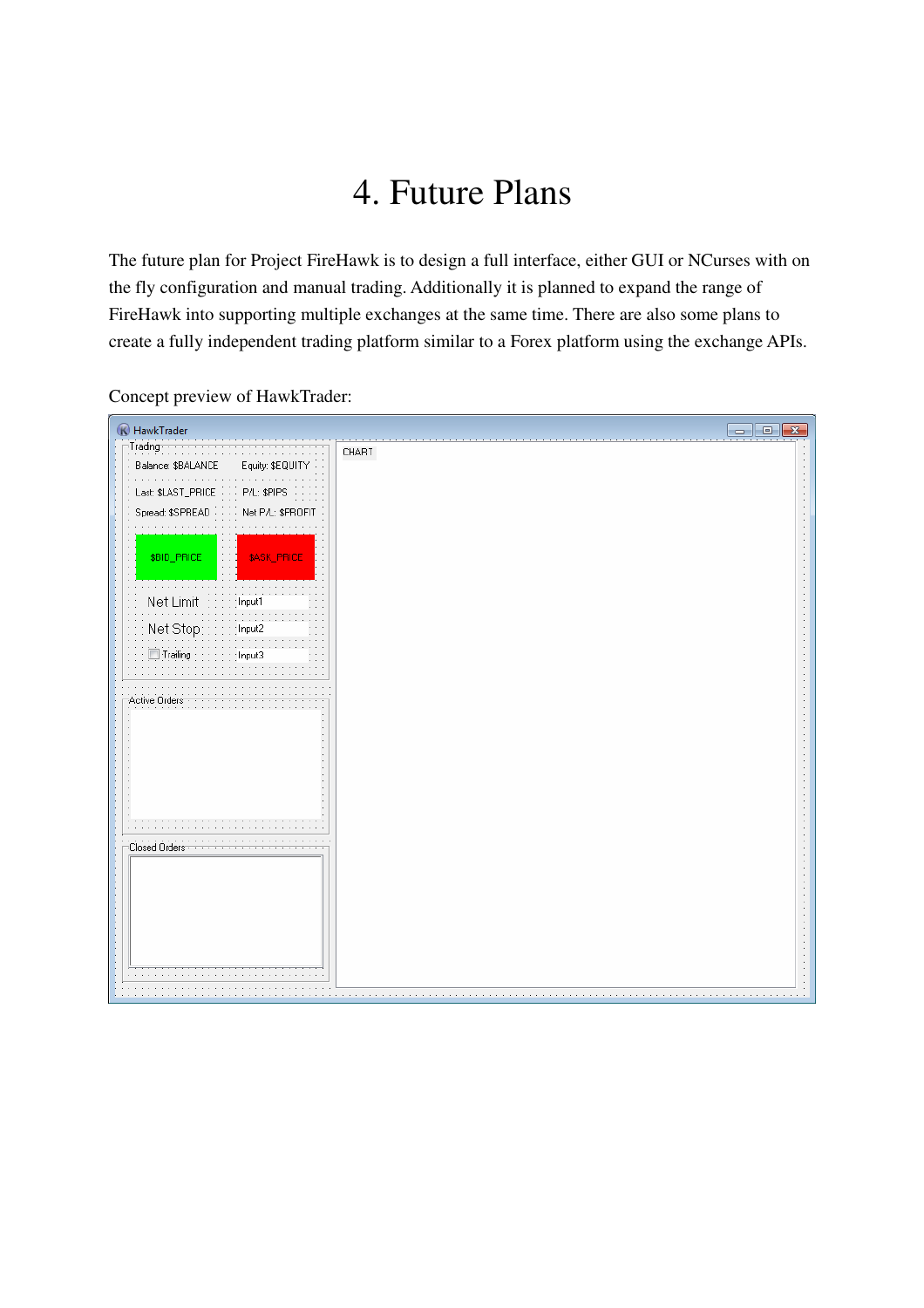# 4. Future Plans

The future plan for Project FireHawk is to design a full interface, either GUI or NCurses with on the fly configuration and manual trading. Additionally it is planned to expand the range of FireHawk into supporting multiple exchanges at the same time. There are also some plans to create a fully independent trading platform similar to a Forex platform using the exchange APIs.

Concept preview of HawkTrader:

HawkTrader

Trading

Balance: $BALANCE

Equity: $EQUITY

Last: $LAST_PRICE

P/L: $PIPS

Spread: $SPREAD

Net P/L: $PROFIT

$BID_PRICE

$ASK_PRICE

Net Limit

Input1

Net Stop

Input2

Trailing

Input3

Active Orders

Closed Orders

CHART